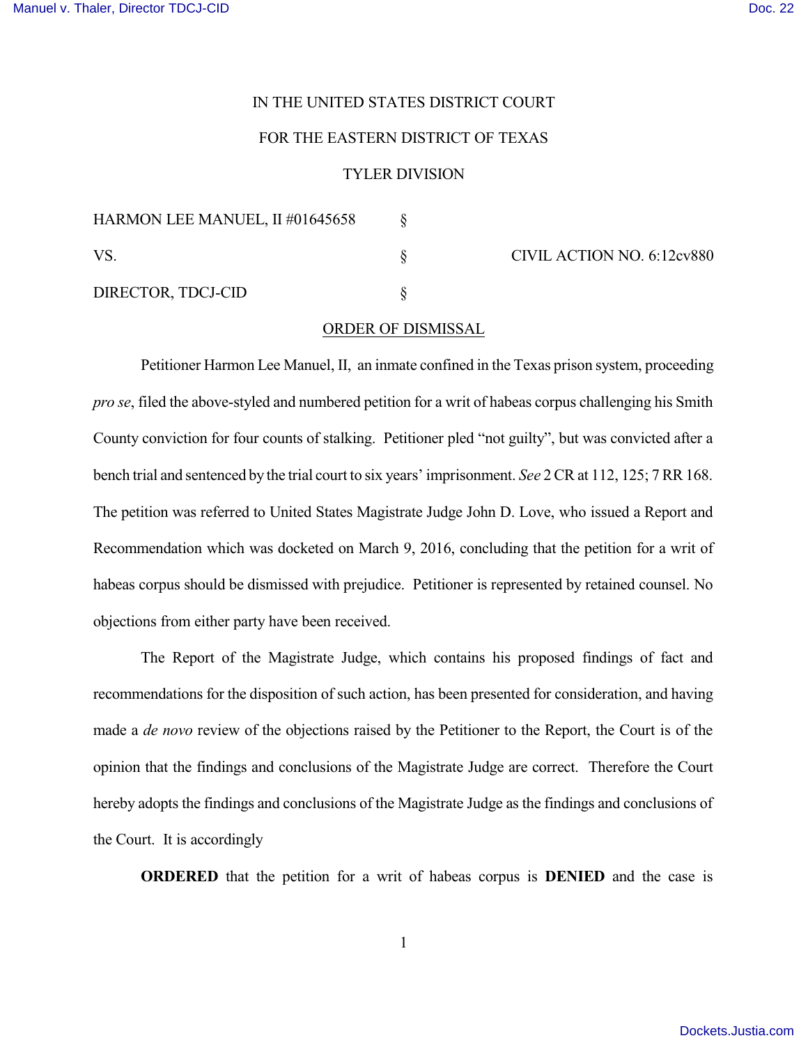IN THE UNITED STATES DISTRICT COURT

FOR THE EASTERN DISTRICT OF TEXAS

TYLER DIVISION

| | | |
|---|---|---|
| HARMON LEE MANUEL, II #01645658 | § | |
| VS. | § | CIVIL ACTION NO. 6:12cv880 |
| DIRECTOR, TDCJ-CID | § | |

ORDER OF DISMISSAL

Petitioner Harmon Lee Manuel, II, an inmate confined in the Texas prison system, proceeding *pro se*, filed the above-styled and numbered petition for a writ of habeas corpus challenging his Smith County conviction for four counts of stalking. Petitioner pled "not guilty", but was convicted after a bench trial and sentenced by the trial court to six years' imprisonment. *See* 2 CR at 112, 125; 7 RR 168. The petition was referred to United States Magistrate Judge John D. Love, who issued a Report and Recommendation which was docketed on March 9, 2016, concluding that the petition for a writ of habeas corpus should be dismissed with prejudice. Petitioner is represented by retained counsel. No objections from either party have been received.

The Report of the Magistrate Judge, which contains his proposed findings of fact and recommendations for the disposition of such action, has been presented for consideration, and having made a *de novo* review of the objections raised by the Petitioner to the Report, the Court is of the opinion that the findings and conclusions of the Magistrate Judge are correct. Therefore the Court hereby adopts the findings and conclusions of the Magistrate Judge as the findings and conclusions of the Court. It is accordingly

**ORDERED** that the petition for a writ of habeas corpus is **DENIED** and the case is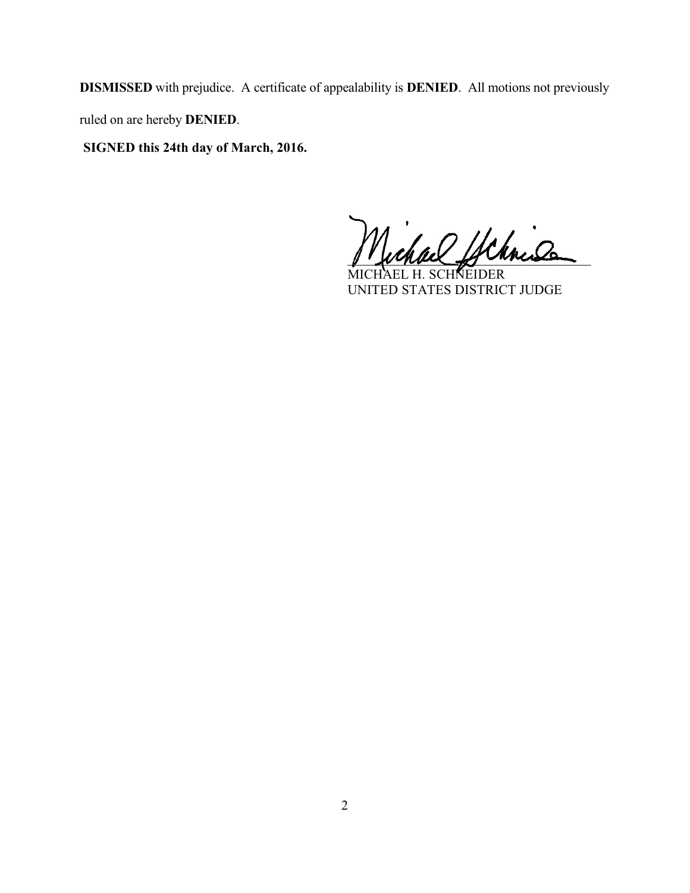**DISMISSED** with prejudice. A certificate of appealability is **DENIED**. All motions not previously ruled on are hereby **DENIED**.

**SIGNED this 24th day of March, 2016.**

MICHAEL H. SCHNEIDER
UNITED STATES DISTRICT JUDGE